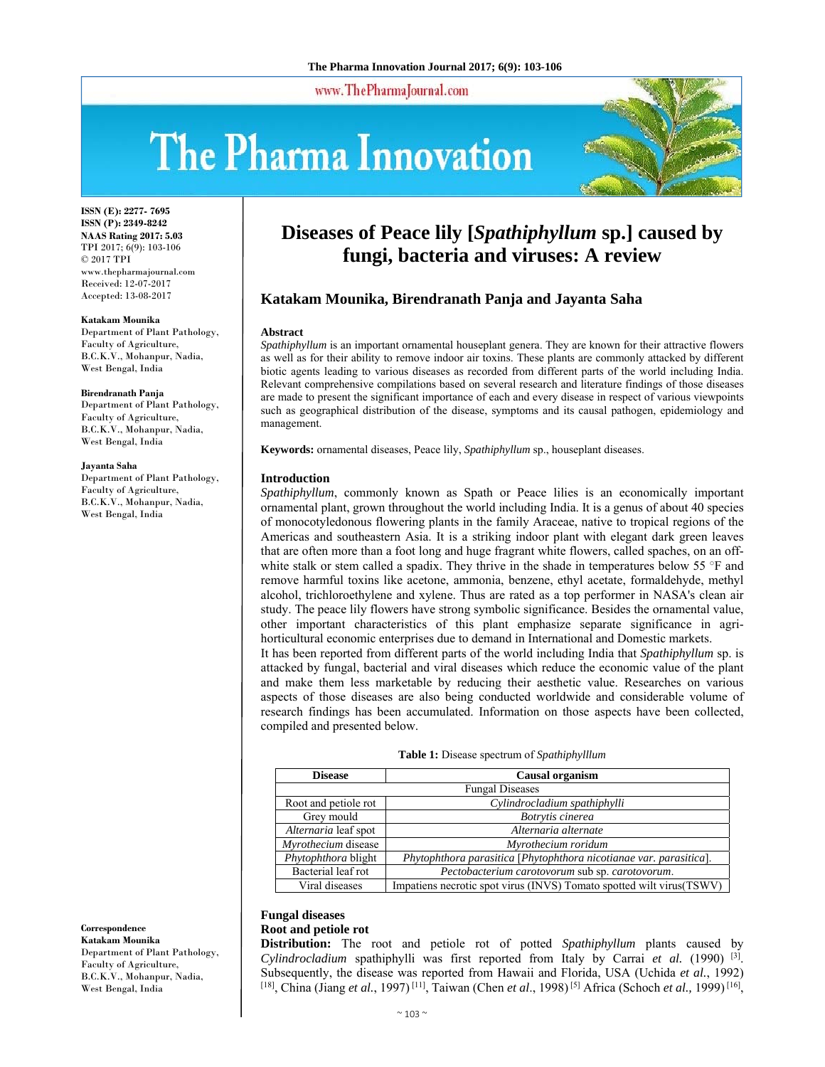# Diseases of Peace lily [*Spathiphyllum* sp.] caused by fungi, bacteria and viruses: A review

**ISSN (E): 2277- 7695**
**ISSN (P): 2349-8242**
**NAAS Rating 2017: 5.03**
TPI 2017; 6(9): 103-106
© 2017 TPI
www.thepharmajournal.com
Received: 12-07-2017
Accepted: 13-08-2017

**Katakam Mounika, Birendranath Panja and Jayanta Saha**

**Katakam Mounika**
Department of Plant Pathology, Faculty of Agriculture, B.C.K.V., Mohanpur, Nadia, West Bengal, India

**Birendranath Panja**
Department of Plant Pathology, Faculty of Agriculture, B.C.K.V., Mohanpur, Nadia, West Bengal, India

**Jayanta Saha**
Department of Plant Pathology, Faculty of Agriculture, B.C.K.V., Mohanpur, Nadia, West Bengal, India

**Correspondence**
**Katakam Mounika**
Department of Plant Pathology, Faculty of Agriculture, B.C.K.V., Mohanpur, Nadia, West Bengal, India

## Abstract

*Spathiphyllum* is an important ornamental houseplant genera. They are known for their attractive flowers as well as for their ability to remove indoor air toxins. These plants are commonly attacked by different biotic agents leading to various diseases as recorded from different parts of the world including India. Relevant comprehensive compilations based on several research and literature findings of those diseases are made to present the significant importance of each and every disease in respect of various viewpoints such as geographical distribution of the disease, symptoms and its causal pathogen, epidemiology and management.

**Keywords:** ornamental diseases, Peace lily, *Spathiphyllum* sp., houseplant diseases.

## Introduction

*Spathiphyllum*, commonly known as Spath or Peace lilies is an economically important ornamental plant, grown throughout the world including India. It is a genus of about 40 species of monocotyledonous flowering plants in the family Araceae, native to tropical regions of the Americas and southeastern Asia. It is a striking indoor plant with elegant dark green leaves that are often more than a foot long and huge fragrant white flowers, called spaches, on an off-white stalk or stem called a spadix. They thrive in the shade in temperatures below 55 °F and remove harmful toxins like acetone, ammonia, benzene, ethyl acetate, formaldehyde, methyl alcohol, trichloroethylene and xylene. Thus are rated as a top performer in NASA's clean air study. The peace lily flowers have strong symbolic significance. Besides the ornamental value, other important characteristics of this plant emphasize separate significance in agri-horticultural economic enterprises due to demand in International and Domestic markets.

It has been reported from different parts of the world including India that *Spathiphyllum* sp. is attacked by fungal, bacterial and viral diseases which reduce the economic value of the plant and make them less marketable by reducing their aesthetic value. Researches on various aspects of those diseases are also being conducted worldwide and considerable volume of research findings has been accumulated. Information on those aspects have been collected, compiled and presented below.

**Table 1:** Disease spectrum of *Spathiphylllum*

| Disease | Causal organism |
|---|---|
| Fungal Diseases | |
| Root and petiole rot | *Cylindrocladium spathiphylli* |
| Grey mould | *Botrytis cinerea* |
| *Alternaria* leaf spot | *Alternaria alternate* |
| *Myrothecium* disease | *Myrothecium roridum* |
| *Phytophthora* blight | *Phytophthora parasitica* [*Phytophthora nicotianae var. parasitica*]. |
| Bacterial leaf rot | *Pectobacterium carotovorum* sub sp. *carotovorum*. |
| Viral diseases | Impatiens necrotic spot virus (INVS) Tomato spotted wilt virus(TSWV) |

## Fungal diseases

### Root and petiole rot

**Distribution:** The root and petiole rot of potted *Spathiphyllum* plants caused by *Cylindrocladium* spathiphylli was first reported from Italy by Carrai *et al.* (1990) [3]. Subsequently, the disease was reported from Hawaii and Florida, USA (Uchida *et al.*, 1992) [18], China (Jiang *et al.*, 1997) [11], Taiwan (Chen *et al*., 1998) [5] Africa (Schoch *et al.,* 1999) [16],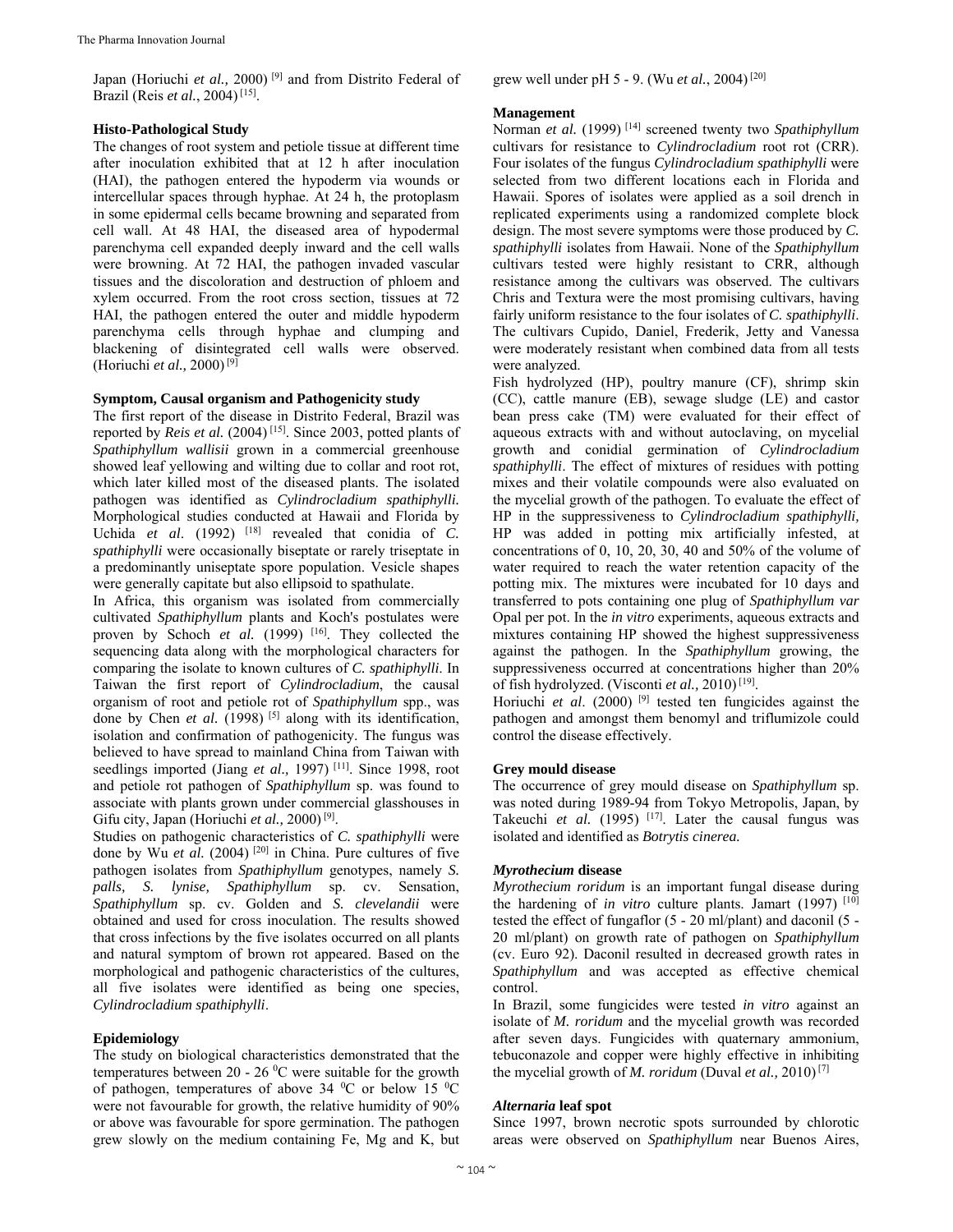Japan (Horiuchi *et al.,* 2000) [9] and from Distrito Federal of Brazil (Reis *et al.*, 2004) [15].

### Histo-Pathological Study

The changes of root system and petiole tissue at different time after inoculation exhibited that at 12 h after inoculation (HAI), the pathogen entered the hypoderm via wounds or intercellular spaces through hyphae. At 24 h, the protoplasm in some epidermal cells became browning and separated from cell wall. At 48 HAI, the diseased area of hypodermal parenchyma cell expanded deeply inward and the cell walls were browning. At 72 HAI, the pathogen invaded vascular tissues and the discoloration and destruction of phloem and xylem occurred. From the root cross section, tissues at 72 HAI, the pathogen entered the outer and middle hypoderm parenchyma cells through hyphae and clumping and blackening of disintegrated cell walls were observed. (Horiuchi *et al.,* 2000) [9]

### Symptom, Causal organism and Pathogenicity study

The first report of the disease in Distrito Federal, Brazil was reported by *Reis et al.* (2004) [15]. Since 2003, potted plants of *Spathiphyllum wallisii* grown in a commercial greenhouse showed leaf yellowing and wilting due to collar and root rot, which later killed most of the diseased plants. The isolated pathogen was identified as *Cylindrocladium spathiphylli.* Morphological studies conducted at Hawaii and Florida by Uchida *et al*. (1992) [18] revealed that conidia of *C. spathiphylli* were occasionally biseptate or rarely triseptate in a predominantly uniseptate spore population. Vesicle shapes were generally capitate but also ellipsoid to spathulate.

In Africa, this organism was isolated from commercially cultivated *Spathiphyllum* plants and Koch's postulates were proven by Schoch *et al.* (1999) [16]. They collected the sequencing data along with the morphological characters for comparing the isolate to known cultures of *C. spathiphylli*. In Taiwan the first report of *Cylindrocladium*, the causal organism of root and petiole rot of *Spathiphyllum* spp., was done by Chen *et al.* (1998) [5] along with its identification, isolation and confirmation of pathogenicity. The fungus was believed to have spread to mainland China from Taiwan with seedlings imported (Jiang *et al.,* 1997) [11]. Since 1998, root and petiole rot pathogen of *Spathiphyllum* sp. was found to associate with plants grown under commercial glasshouses in Gifu city, Japan (Horiuchi *et al.,* 2000) [9].

Studies on pathogenic characteristics of *C. spathiphylli* were done by Wu *et al.* (2004) [20] in China. Pure cultures of five pathogen isolates from *Spathiphyllum* genotypes, namely *S. palls, S. lynise, Spathiphyllum* sp. cv. Sensation, *Spathiphyllum* sp. cv. Golden and *S. clevelandii* were obtained and used for cross inoculation. The results showed that cross infections by the five isolates occurred on all plants and natural symptom of brown rot appeared. Based on the morphological and pathogenic characteristics of the cultures, all five isolates were identified as being one species, *Cylindrocladium spathiphylli*.

### Epidemiology

The study on biological characteristics demonstrated that the temperatures between 20 - 26 $^0$C were suitable for the growth of pathogen, temperatures of above 34 $^0$C or below 15 $^0$C were not favourable for growth, the relative humidity of 90% or above was favourable for spore germination. The pathogen grew slowly on the medium containing Fe, Mg and K, but grew well under pH 5 - 9. (Wu *et al.*, 2004) [20]

### Management

Norman *et al.* (1999) [14] screened twenty two *Spathiphyllum* cultivars for resistance to *Cylindrocladium* root rot (CRR). Four isolates of the fungus *Cylindrocladium spathiphylli* were selected from two different locations each in Florida and Hawaii. Spores of isolates were applied as a soil drench in replicated experiments using a randomized complete block design. The most severe symptoms were those produced by *C. spathiphylli* isolates from Hawaii. None of the *Spathiphyllum* cultivars tested were highly resistant to CRR, although resistance among the cultivars was observed. The cultivars Chris and Textura were the most promising cultivars, having fairly uniform resistance to the four isolates of *C. spathiphylli*. The cultivars Cupido, Daniel, Frederik, Jetty and Vanessa were moderately resistant when combined data from all tests were analyzed.

Fish hydrolyzed (HP), poultry manure (CF), shrimp skin (CC), cattle manure (EB), sewage sludge (LE) and castor bean press cake (TM) were evaluated for their effect of aqueous extracts with and without autoclaving, on mycelial growth and conidial germination of *Cylindrocladium spathiphylli*. The effect of mixtures of residues with potting mixes and their volatile compounds were also evaluated on the mycelial growth of the pathogen. To evaluate the effect of HP in the suppressiveness to *Cylindrocladium spathiphylli,* HP was added in potting mix artificially infested, at concentrations of 0, 10, 20, 30, 40 and 50% of the volume of water required to reach the water retention capacity of the potting mix. The mixtures were incubated for 10 days and transferred to pots containing one plug of *Spathiphyllum var* Opal per pot. In the *in vitro* experiments, aqueous extracts and mixtures containing HP showed the highest suppressiveness against the pathogen. In the *Spathiphyllum* growing, the suppressiveness occurred at concentrations higher than 20% of fish hydrolyzed. (Visconti *et al.,* 2010) [19].

Horiuchi *et al*. (2000) [9] tested ten fungicides against the pathogen and amongst them benomyl and triflumizole could control the disease effectively.

### Grey mould disease

The occurrence of grey mould disease on *Spathiphyllum* sp. was noted during 1989-94 from Tokyo Metropolis, Japan, by Takeuchi *et al.* (1995) [17]. Later the causal fungus was isolated and identified as *Botrytis cinerea.*

### *Myrothecium* disease

*Myrothecium roridum* is an important fungal disease during the hardening of *in vitro* culture plants. Jamart (1997) [10] tested the effect of fungaflor (5 - 20 ml/plant) and daconil (5 - 20 ml/plant) on growth rate of pathogen on *Spathiphyllum* (cv. Euro 92). Daconil resulted in decreased growth rates in *Spathiphyllum* and was accepted as effective chemical control.

In Brazil, some fungicides were tested *in vitro* against an isolate of *M. roridum* and the mycelial growth was recorded after seven days. Fungicides with quaternary ammonium, tebuconazole and copper were highly effective in inhibiting the mycelial growth of *M. roridum* (Duval *et al.,* 2010) [7]

### *Alternaria* leaf spot

Since 1997, brown necrotic spots surrounded by chlorotic areas were observed on *Spathiphyllum* near Buenos Aires,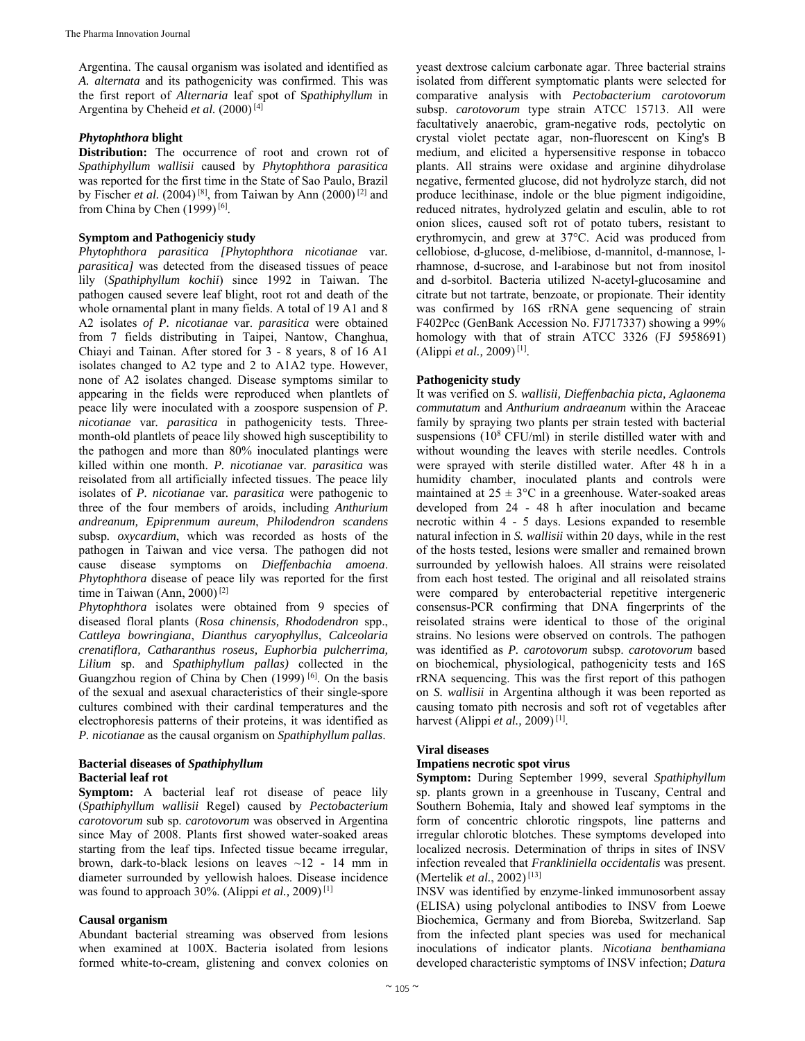Argentina. The causal organism was isolated and identified as *A. alternata* and its pathogenicity was confirmed. This was the first report of *Alternaria* leaf spot of S*pathiphyllum* in Argentina by Cheheid *et al.* (2000) [4]

### *Phytophthora* blight

**Distribution:** The occurrence of root and crown rot of *Spathiphyllum wallisii* caused by *Phytophthora parasitica* was reported for the first time in the State of Sao Paulo, Brazil by Fischer *et al.* (2004) [8], from Taiwan by Ann (2000) [2] and from China by Chen (1999) [6].

### Symptom and Pathogeniciy study

*Phytophthora parasitica [Phytophthora nicotianae* var. *parasitica]* was detected from the diseased tissues of peace lily (*Spathiphyllum kochii*) since 1992 in Taiwan. The pathogen caused severe leaf blight, root rot and death of the whole ornamental plant in many fields. A total of 19 A1 and 8 A2 isolates *of P. nicotianae* var. *parasitica* were obtained from 7 fields distributing in Taipei, Nantow, Changhua, Chiayi and Tainan. After stored for 3 - 8 years, 8 of 16 A1 isolates changed to A2 type and 2 to A1A2 type. However, none of A2 isolates changed. Disease symptoms similar to appearing in the fields were reproduced when plantlets of peace lily were inoculated with a zoospore suspension of *P. nicotianae* var. *parasitica* in pathogenicity tests. Three-month-old plantlets of peace lily showed high susceptibility to the pathogen and more than 80% inoculated plantings were killed within one month. *P. nicotianae* var. *parasitica* was reisolated from all artificially infected tissues. The peace lily isolates of *P. nicotianae* var. *parasitica* were pathogenic to three of the four members of aroids, including *Anthurium andreanum, Epiprenmum aureum*, *Philodendron scandens* subsp*. oxycardium*, which was recorded as hosts of the pathogen in Taiwan and vice versa. The pathogen did not cause disease symptoms on *Dieffenbachia amoena*. *Phytophthora* disease of peace lily was reported for the first time in Taiwan (Ann, 2000) [2]

*Phytophthora* isolates were obtained from 9 species of diseased floral plants (*Rosa chinensis, Rhododendron* spp., *Cattleya bowringiana*, *Dianthus caryophyllus*, *Calceolaria crenatiflora, Catharanthus roseus, Euphorbia pulcherrima, Lilium* sp. and *Spathiphyllum pallas)* collected in the Guangzhou region of China by Chen (1999) [6]. On the basis of the sexual and asexual characteristics of their single-spore cultures combined with their cardinal temperatures and the electrophoresis patterns of their proteins, it was identified as *P. nicotianae* as the causal organism on *Spathiphyllum pallas*.

## Bacterial diseases of *Spathiphyllum*

### Bacterial leaf rot

**Symptom:** A bacterial leaf rot disease of peace lily (*Spathiphyllum wallisii* Regel) caused by *Pectobacterium carotovorum* sub sp. *carotovorum* was observed in Argentina since May of 2008. Plants first showed water-soaked areas starting from the leaf tips. Infected tissue became irregular, brown, dark-to-black lesions on leaves ~12 - 14 mm in diameter surrounded by yellowish haloes. Disease incidence was found to approach 30%. (Alippi *et al.,* 2009) [1]

### Causal organism

Abundant bacterial streaming was observed from lesions when examined at 100X. Bacteria isolated from lesions formed white-to-cream, glistening and convex colonies on yeast dextrose calcium carbonate agar. Three bacterial strains isolated from different symptomatic plants were selected for comparative analysis with *Pectobacterium carotovorum* subsp. *carotovorum* type strain ATCC 15713. All were facultatively anaerobic, gram-negative rods, pectolytic on crystal violet pectate agar, non-fluorescent on King's B medium, and elicited a hypersensitive response in tobacco plants. All strains were oxidase and arginine dihydrolase negative, fermented glucose, did not hydrolyze starch, did not produce lecithinase, indole or the blue pigment indigoidine, reduced nitrates, hydrolyzed gelatin and esculin, able to rot onion slices, caused soft rot of potato tubers, resistant to erythromycin, and grew at 37°C. Acid was produced from cellobiose, d-glucose, d-melibiose, d-mannitol, d-mannose, l-rhamnose, d-sucrose, and l-arabinose but not from inositol and d-sorbitol. Bacteria utilized N-acetyl-glucosamine and citrate but not tartrate, benzoate, or propionate. Their identity was confirmed by 16S rRNA gene sequencing of strain F402Pcc (GenBank Accession No. FJ717337) showing a 99% homology with that of strain ATCC 3326 (FJ 5958691) (Alippi *et al.,* 2009) [1].

### Pathogenicity study

It was verified on *S. wallisii, Dieffenbachia picta, Aglaonema commutatum* and *Anthurium andraeanum* within the Araceae family by spraying two plants per strain tested with bacterial suspensions ($10^8$ CFU/ml) in sterile distilled water with and without wounding the leaves with sterile needles. Controls were sprayed with sterile distilled water. After 48 h in a humidity chamber, inoculated plants and controls were maintained at $25 \pm 3$°C in a greenhouse. Water-soaked areas developed from 24 - 48 h after inoculation and became necrotic within 4 - 5 days. Lesions expanded to resemble natural infection in *S. wallisii* within 20 days, while in the rest of the hosts tested, lesions were smaller and remained brown surrounded by yellowish haloes. All strains were reisolated from each host tested. The original and all reisolated strains were compared by enterobacterial repetitive intergeneric consensus-PCR confirming that DNA fingerprints of the reisolated strains were identical to those of the original strains. No lesions were observed on controls. The pathogen was identified as *P. carotovorum* subsp. *carotovorum* based on biochemical, physiological, pathogenicity tests and 16S rRNA sequencing. This was the first report of this pathogen on *S. wallisii* in Argentina although it was been reported as causing tomato pith necrosis and soft rot of vegetables after harvest (Alippi *et al.,* 2009) [1].

## Viral diseases

### Impatiens necrotic spot virus

**Symptom:** During September 1999, several *Spathiphyllum* sp. plants grown in a greenhouse in Tuscany, Central and Southern Bohemia, Italy and showed leaf symptoms in the form of concentric chlorotic ringspots, line patterns and irregular chlorotic blotches. These symptoms developed into localized necrosis. Determination of thrips in sites of INSV infection revealed that *Frankliniella occidentalis* was present. (Mertelik *et al.*, 2002) [13]

INSV was identified by enzyme-linked immunosorbent assay (ELISA) using polyclonal antibodies to INSV from Loewe Biochemica, Germany and from Bioreba, Switzerland. Sap from the infected plant species was used for mechanical inoculations of indicator plants. *Nicotiana benthamiana* developed characteristic symptoms of INSV infection; *Datura*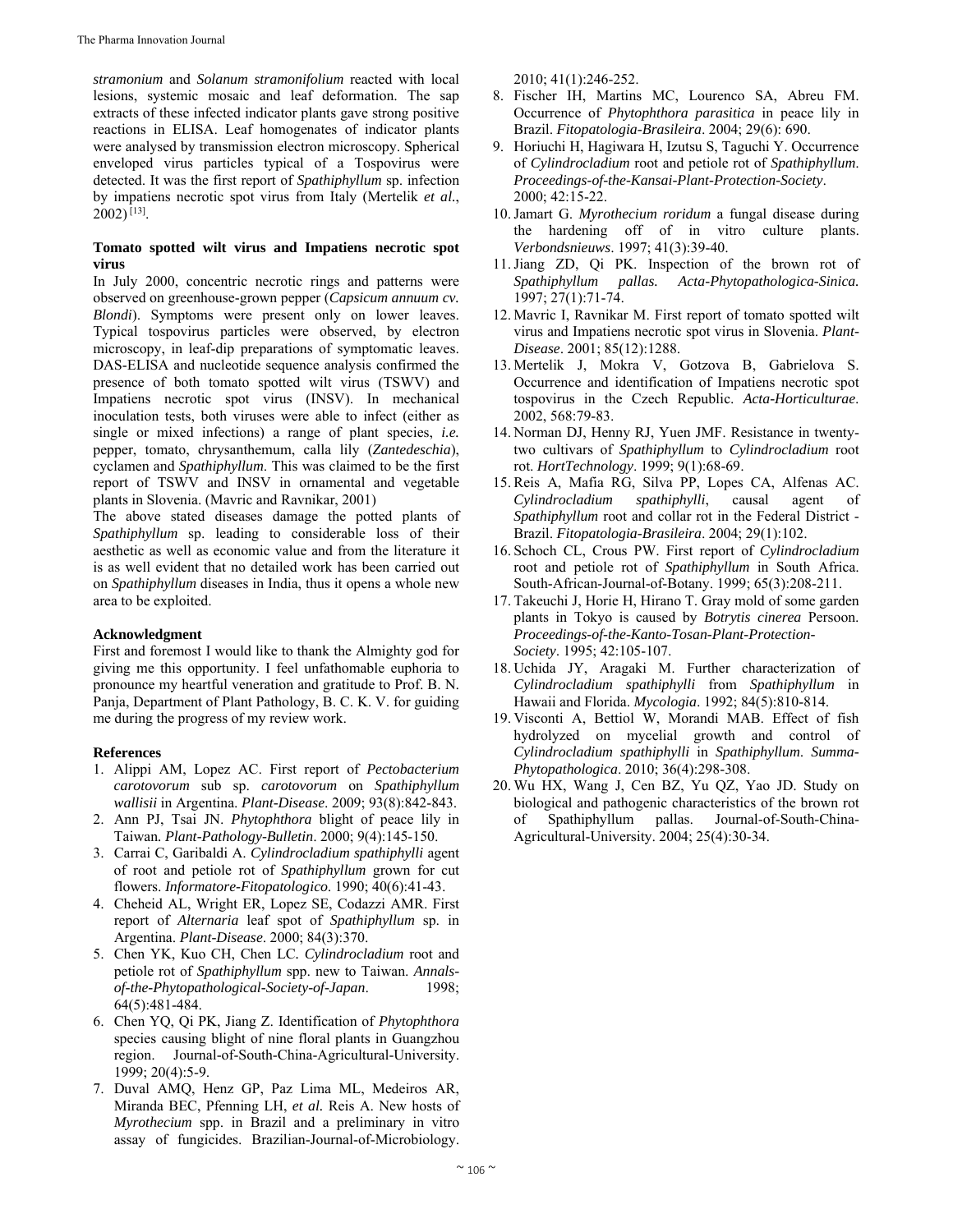*stramonium* and *Solanum stramonifolium* reacted with local lesions, systemic mosaic and leaf deformation. The sap extracts of these infected indicator plants gave strong positive reactions in ELISA. Leaf homogenates of indicator plants were analysed by transmission electron microscopy. Spherical enveloped virus particles typical of a Tospovirus were detected. It was the first report of *Spathiphyllum* sp. infection by impatiens necrotic spot virus from Italy (Mertelik *et al.*, 2002) [13].

### Tomato spotted wilt virus and Impatiens necrotic spot virus

In July 2000, concentric necrotic rings and patterns were observed on greenhouse-grown pepper (*Capsicum annuum cv. Blondi*). Symptoms were present only on lower leaves. Typical tospovirus particles were observed, by electron microscopy, in leaf-dip preparations of symptomatic leaves. DAS-ELISA and nucleotide sequence analysis confirmed the presence of both tomato spotted wilt virus (TSWV) and Impatiens necrotic spot virus (INSV). In mechanical inoculation tests, both viruses were able to infect (either as single or mixed infections) a range of plant species, *i.e.* pepper, tomato, chrysanthemum, calla lily (*Zantedeschia*), cyclamen and *Spathiphyllum*. This was claimed to be the first report of TSWV and INSV in ornamental and vegetable plants in Slovenia. (Mavric and Ravnikar, 2001)

The above stated diseases damage the potted plants of *Spathiphyllum* sp. leading to considerable loss of their aesthetic as well as economic value and from the literature it is as well evident that no detailed work has been carried out on *Spathiphyllum* diseases in India, thus it opens a whole new area to be exploited.

## Acknowledgment

First and foremost I would like to thank the Almighty god for giving me this opportunity. I feel unfathomable euphoria to pronounce my heartful veneration and gratitude to Prof. B. N. Panja, Department of Plant Pathology, B. C. K. V. for guiding me during the progress of my review work.

## References

1. Alippi AM, Lopez AC. First report of *Pectobacterium carotovorum* sub sp. *carotovorum* on *Spathiphyllum wallisii* in Argentina. *Plant-Disease*. 2009; 93(8):842-843.
2. Ann PJ, Tsai JN. *Phytophthora* blight of peace lily in Taiwan. *Plant-Pathology-Bulletin*. 2000; 9(4):145-150.
3. Carrai C, Garibaldi A. *Cylindrocladium spathiphylli* agent of root and petiole rot of *Spathiphyllum* grown for cut flowers. *Informatore-Fitopatologico*. 1990; 40(6):41-43.
4. Cheheid AL, Wright ER, Lopez SE, Codazzi AMR. First report of *Alternaria* leaf spot of *Spathiphyllum* sp. in Argentina. *Plant-Disease*. 2000; 84(3):370.
5. Chen YK, Kuo CH, Chen LC. *Cylindrocladium* root and petiole rot of *Spathiphyllum* spp. new to Taiwan. *Annals-of-the-Phytopathological-Society-of-Japan*. 1998; 64(5):481-484.
6. Chen YQ, Qi PK, Jiang Z. Identification of *Phytophthora* species causing blight of nine floral plants in Guangzhou region. Journal-of-South-China-Agricultural-University. 1999; 20(4):5-9.
7. Duval AMQ, Henz GP, Paz Lima ML, Medeiros AR, Miranda BEC, Pfenning LH, *et al.* Reis A. New hosts of *Myrothecium* spp. in Brazil and a preliminary in vitro assay of fungicides. Brazilian-Journal-of-Microbiology. 2010; 41(1):246-252.
8. Fischer IH, Martins MC, Lourenco SA, Abreu FM. Occurrence of *Phytophthora parasitica* in peace lily in Brazil. *Fitopatologia-Brasileira*. 2004; 29(6): 690.
9. Horiuchi H, Hagiwara H, Izutsu S, Taguchi Y. Occurrence of *Cylindrocladium* root and petiole rot of *Spathiphyllum*. *Proceedings-of-the-Kansai-Plant-Protection-Society*. 2000; 42:15-22.
10. Jamart G. *Myrothecium roridum* a fungal disease during the hardening off of in vitro culture plants. *Verbondsnieuws*. 1997; 41(3):39-40.
11. Jiang ZD, Qi PK. Inspection of the brown rot of *Spathiphyllum pallas. Acta-Phytopathologica-Sinica.* 1997; 27(1):71-74.
12. Mavric I, Ravnikar M. First report of tomato spotted wilt virus and Impatiens necrotic spot virus in Slovenia. *Plant-Disease*. 2001; 85(12):1288.
13. Mertelik J, Mokra V, Gotzova B, Gabrielova S. Occurrence and identification of Impatiens necrotic spot tospovirus in the Czech Republic. *Acta-Horticulturae*. 2002, 568:79-83.
14. Norman DJ, Henny RJ, Yuen JMF. Resistance in twenty-two cultivars of *Spathiphyllum* to *Cylindrocladium* root rot. *HortTechnology*. 1999; 9(1):68-69.
15. Reis A, Mafia RG, Silva PP, Lopes CA, Alfenas AC. *Cylindrocladium spathiphylli*, causal agent of *Spathiphyllum* root and collar rot in the Federal District - Brazil. *Fitopatologia-Brasileira*. 2004; 29(1):102.
16. Schoch CL, Crous PW. First report of *Cylindrocladium* root and petiole rot of *Spathiphyllum* in South Africa. South-African-Journal-of-Botany. 1999; 65(3):208-211.
17. Takeuchi J, Horie H, Hirano T. Gray mold of some garden plants in Tokyo is caused by *Botrytis cinerea* Persoon. *Proceedings-of-the-Kanto-Tosan-Plant-Protection-Society*. 1995; 42:105-107.
18. Uchida JY, Aragaki M. Further characterization of *Cylindrocladium spathiphylli* from *Spathiphyllum* in Hawaii and Florida. *Mycologia*. 1992; 84(5):810-814.
19. Visconti A, Bettiol W, Morandi MAB. Effect of fish hydrolyzed on mycelial growth and control of *Cylindrocladium spathiphylli* in *Spathiphyllum*. *Summa-Phytopathologica*. 2010; 36(4):298-308.
20. Wu HX, Wang J, Cen BZ, Yu QZ, Yao JD. Study on biological and pathogenic characteristics of the brown rot of Spathiphyllum pallas. Journal-of-South-China-Agricultural-University. 2004; 25(4):30-34.